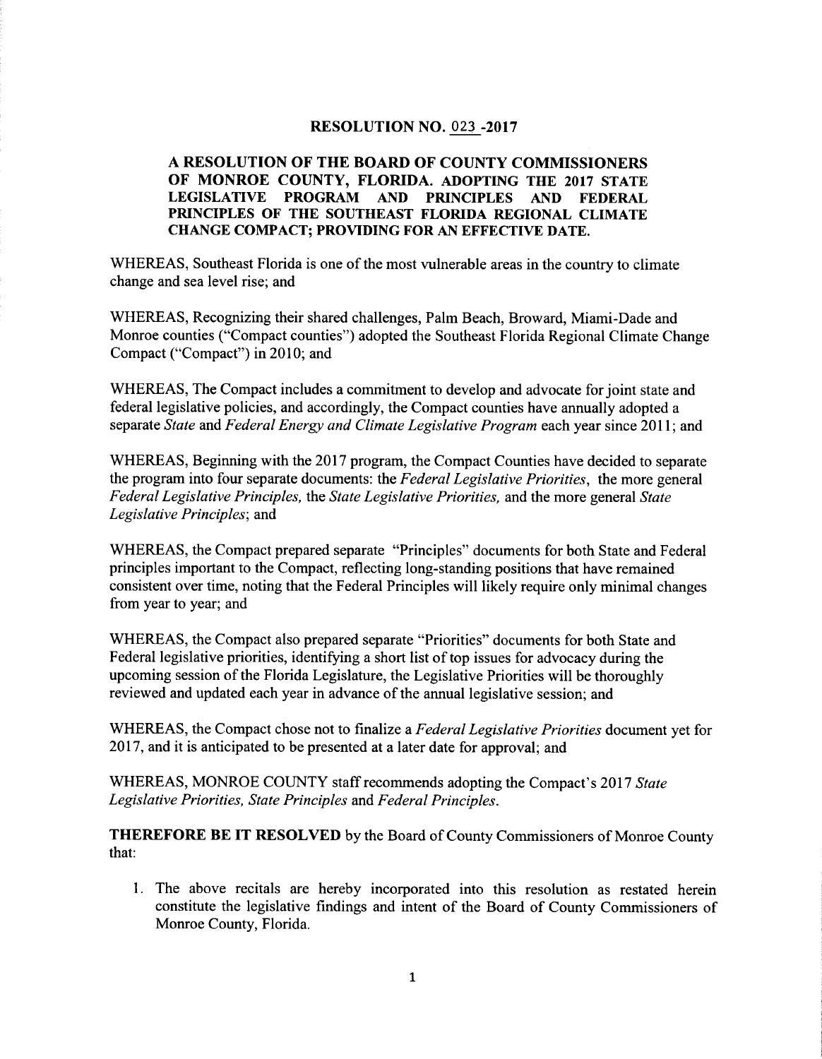# RESOLUTION NO. 023 -2017

## A RESOLUTION OF THE BOARD OF COUNTY COMMISSIONERS OF MONROE COUNTY, FLORIDA. ADOPTING THE 2017 STATE LEGISLATIVE PROGRAM AND PRINCIPLES AND FEDERAL PRINCIPLES OF THE SOUTHEAST FLORIDA REGIONAL CLIMATE CHANGE COMPACT; PROVIDING FOR AN EFFECTIVE DATE.

WHEREAS, Southeast Florida is one of the most vulnerable areas in the country to climate change and sea level rise; and

WHEREAS, Recognizing their shared challenges, Palm Beach, Broward, Miami-Dade and Monroe counties ("Compact counties") adopted the Southeast Florida Regional Climate Change Compact ("Compact") in 2010; and

WHEREAS, The Compact includes a commitment to develop and advocate for joint state and federal legislative policies, and accordingly, the Compact counties have annually adopted a separate *State* and *Federal Energy and Climate Legislative Program* each year since 2011; and

WHEREAS, Beginning with the 2017 program, the Compact Counties have decided to separate the program into four separate documents: the *Federal Legislative Priorities*, the more general *Federal Legislative Principles,* the *State Legislative Priorities,* and the more general *State Legislative Principles*; and

WHEREAS, the Compact prepared separate "Principles" documents for both State and Federal principles important to the Compact, reflecting long-standing positions that have remained consistent over time, noting that the Federal Principles will likely require only minimal changes from year to year; and

WHEREAS, the Compact also prepared separate "Priorities" documents for both State and Federal legislative priorities, identifying a short list of top issues for advocacy during the upcoming session of the Florida Legislature, the Legislative Priorities will be thoroughly reviewed and updated each year in advance of the annual legislative session; and

WHEREAS, the Compact chose not to finalize a *Federal Legislative Priorities* document yet for 2017, and it is anticipated to be presented at a later date for approval; and

WHEREAS, MONROE COUNTY staff recommends adopting the Compact's 2017 *State Legislative Priorities, State Principles* and *Federal Principles.*

**THEREFORE BE IT RESOLVED** by the Board of County Commissioners of Monroe County that:

1. The above recitals are hereby incorporated into this resolution as restated herein constitute the legislative findings and intent of the Board of County Commissioners of Monroe County, Florida.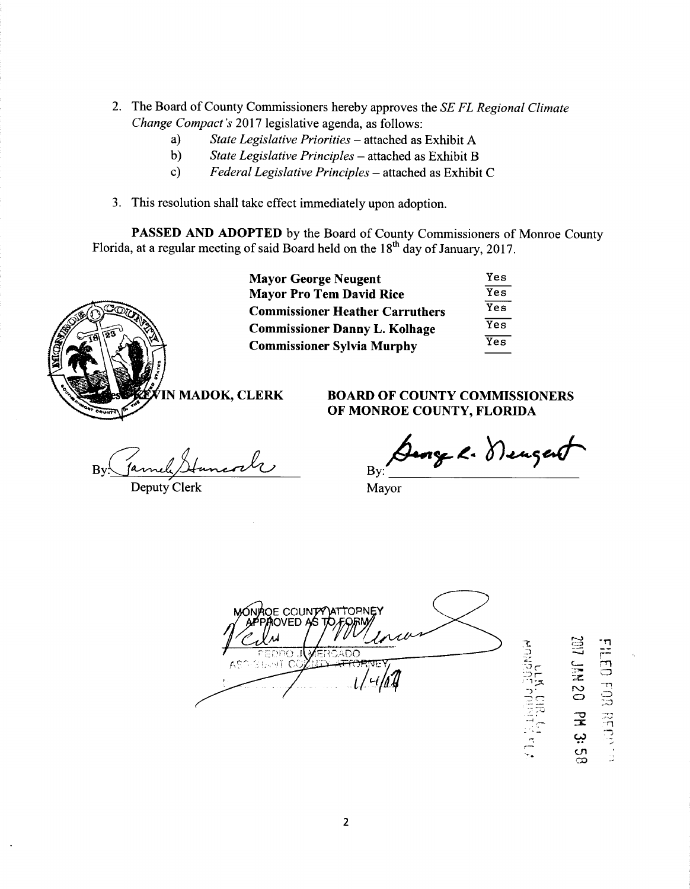2. The Board of County Commissioners hereby approves the *SE FL Regional Climate Change Compact's* 2017 legislative agenda, as follows:
   a) *State Legislative Priorities* – attached as Exhibit A
   b) *State Legislative Principles* – attached as Exhibit B
   c) *Federal Legislative Principles* – attached as Exhibit C

3. This resolution shall take effect immediately upon adoption.

**PASSED AND ADOPTED** by the Board of County Commissioners of Monroe County Florida, at a regular meeting of said Board held on the 18th day of January, 2017.

| | |
|---|---|
| **Mayor George Neugent** | Yes |
| **Mayor Pro Tem David Rice** | Yes |
| **Commissioner Heather Carruthers** | Yes |
| **Commissioner Danny L. Kolhage** | Yes |
| **Commissioner Sylvia Murphy** | Yes |

**KEVIN MADOK, CLERK**

By: [signature]
Deputy Clerk

**BOARD OF COUNTY COMMISSIONERS OF MONROE COUNTY, FLORIDA**

By: [signature]
Mayor

MONROE COUNTY ATTORNEY
APPROVED AS TO FORM
PEDRO J. MERCADO
ASSISTANT COUNTY ATTORNEY
1/4/17

FILED FOR RECORD
2017 JAN 20 PM 3:58
CLK. CIR. CT.
MONROE COUNTY, FLA.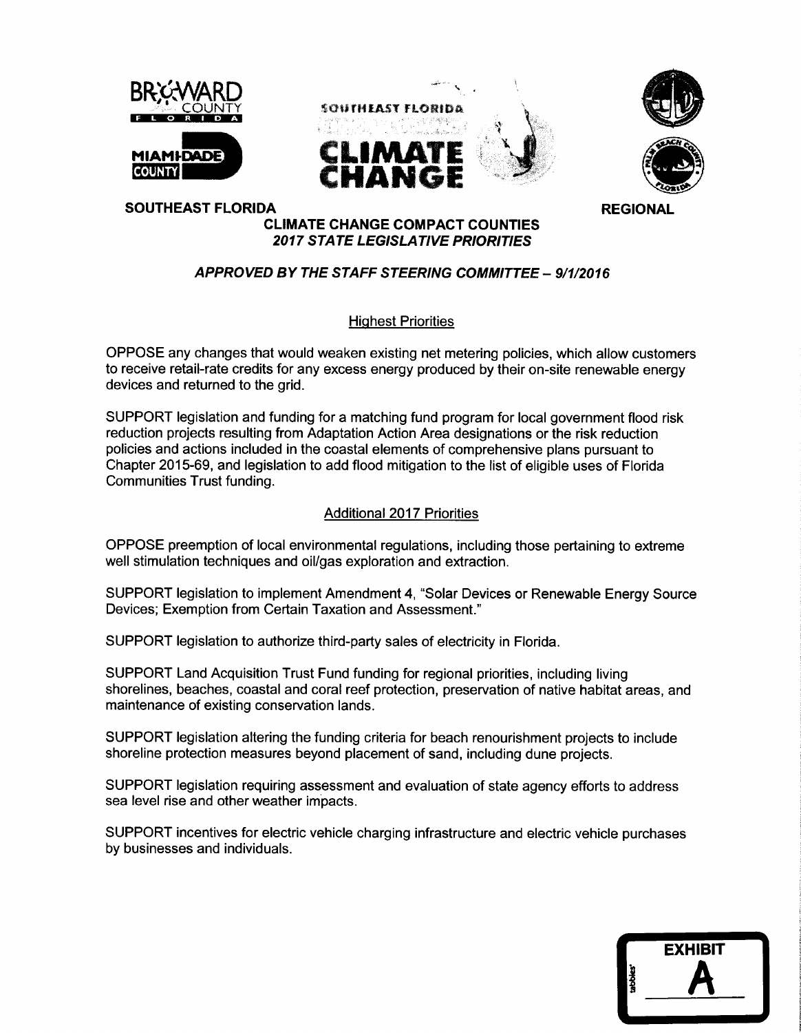**SOUTHEAST FLORIDA REGIONAL**
**CLIMATE CHANGE COMPACT COUNTIES**
***2017 STATE LEGISLATIVE PRIORITIES***

***APPROVED BY THE STAFF STEERING COMMITTEE – 9/1/2016***

## Highest Priorities

OPPOSE any changes that would weaken existing net metering policies, which allow customers to receive retail-rate credits for any excess energy produced by their on-site renewable energy devices and returned to the grid.

SUPPORT legislation and funding for a matching fund program for local government flood risk reduction projects resulting from Adaptation Action Area designations or the risk reduction policies and actions included in the coastal elements of comprehensive plans pursuant to Chapter 2015-69, and legislation to add flood mitigation to the list of eligible uses of Florida Communities Trust funding.

## Additional 2017 Priorities

OPPOSE preemption of local environmental regulations, including those pertaining to extreme well stimulation techniques and oil/gas exploration and extraction.

SUPPORT legislation to implement Amendment 4, "Solar Devices or Renewable Energy Source Devices; Exemption from Certain Taxation and Assessment."

SUPPORT legislation to authorize third-party sales of electricity in Florida.

SUPPORT Land Acquisition Trust Fund funding for regional priorities, including living shorelines, beaches, coastal and coral reef protection, preservation of native habitat areas, and maintenance of existing conservation lands.

SUPPORT legislation altering the funding criteria for beach renourishment projects to include shoreline protection measures beyond placement of sand, including dune projects.

SUPPORT legislation requiring assessment and evaluation of state agency efforts to address sea level rise and other weather impacts.

SUPPORT incentives for electric vehicle charging infrastructure and electric vehicle purchases by businesses and individuals.

EXHIBIT A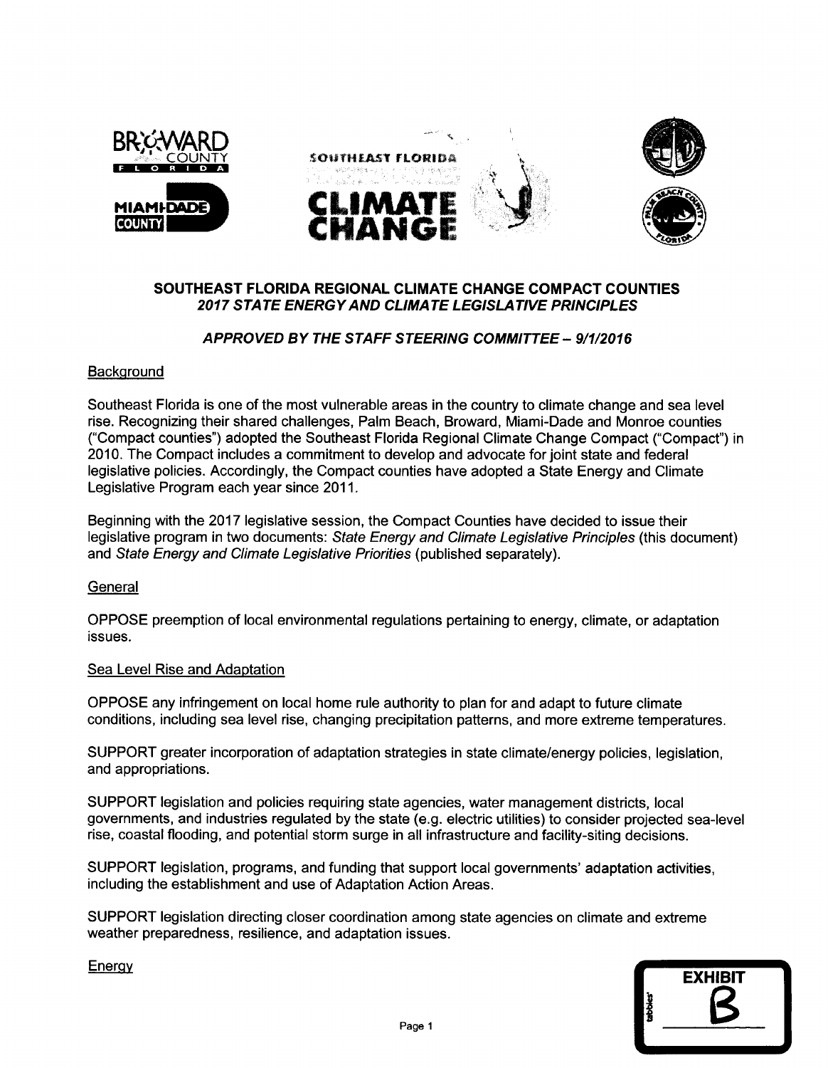## SOUTHEAST FLORIDA REGIONAL CLIMATE CHANGE COMPACT COUNTIES
### *2017 STATE ENERGY AND CLIMATE LEGISLATIVE PRINCIPLES*

### *APPROVED BY THE STAFF STEERING COMMITTEE – 9/1/2016*

Background

Southeast Florida is one of the most vulnerable areas in the country to climate change and sea level rise. Recognizing their shared challenges, Palm Beach, Broward, Miami-Dade and Monroe counties ("Compact counties") adopted the Southeast Florida Regional Climate Change Compact ("Compact") in 2010. The Compact includes a commitment to develop and advocate for joint state and federal legislative policies. Accordingly, the Compact counties have adopted a State Energy and Climate Legislative Program each year since 2011.

Beginning with the 2017 legislative session, the Compact Counties have decided to issue their legislative program in two documents: *State Energy and Climate Legislative Principles* (this document) and *State Energy and Climate Legislative Priorities* (published separately).

General

OPPOSE preemption of local environmental regulations pertaining to energy, climate, or adaptation issues.

Sea Level Rise and Adaptation

OPPOSE any infringement on local home rule authority to plan for and adapt to future climate conditions, including sea level rise, changing precipitation patterns, and more extreme temperatures.

SUPPORT greater incorporation of adaptation strategies in state climate/energy policies, legislation, and appropriations.

SUPPORT legislation and policies requiring state agencies, water management districts, local governments, and industries regulated by the state (e.g. electric utilities) to consider projected sea-level rise, coastal flooding, and potential storm surge in all infrastructure and facility-siting decisions.

SUPPORT legislation, programs, and funding that support local governments' adaptation activities, including the establishment and use of Adaptation Action Areas.

SUPPORT legislation directing closer coordination among state agencies on climate and extreme weather preparedness, resilience, and adaptation issues.

Energy

EXHIBIT B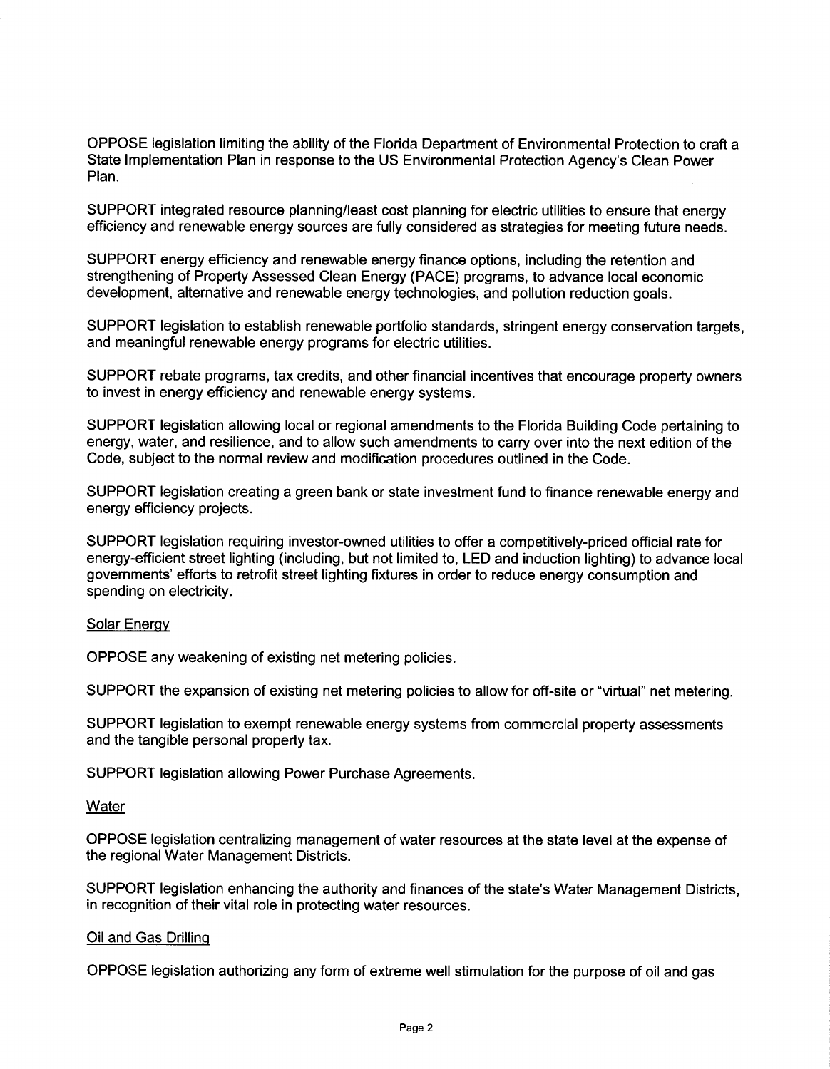OPPOSE legislation limiting the ability of the Florida Department of Environmental Protection to craft a State Implementation Plan in response to the US Environmental Protection Agency's Clean Power Plan.

SUPPORT integrated resource planning/least cost planning for electric utilities to ensure that energy efficiency and renewable energy sources are fully considered as strategies for meeting future needs.

SUPPORT energy efficiency and renewable energy finance options, including the retention and strengthening of Property Assessed Clean Energy (PACE) programs, to advance local economic development, alternative and renewable energy technologies, and pollution reduction goals.

SUPPORT legislation to establish renewable portfolio standards, stringent energy conservation targets, and meaningful renewable energy programs for electric utilities.

SUPPORT rebate programs, tax credits, and other financial incentives that encourage property owners to invest in energy efficiency and renewable energy systems.

SUPPORT legislation allowing local or regional amendments to the Florida Building Code pertaining to energy, water, and resilience, and to allow such amendments to carry over into the next edition of the Code, subject to the normal review and modification procedures outlined in the Code.

SUPPORT legislation creating a green bank or state investment fund to finance renewable energy and energy efficiency projects.

SUPPORT legislation requiring investor-owned utilities to offer a competitively-priced official rate for energy-efficient street lighting (including, but not limited to, LED and induction lighting) to advance local governments' efforts to retrofit street lighting fixtures in order to reduce energy consumption and spending on electricity.

<u>Solar Energy</u>

OPPOSE any weakening of existing net metering policies.

SUPPORT the expansion of existing net metering policies to allow for off-site or "virtual" net metering.

SUPPORT legislation to exempt renewable energy systems from commercial property assessments and the tangible personal property tax.

SUPPORT legislation allowing Power Purchase Agreements.

<u>Water</u>

OPPOSE legislation centralizing management of water resources at the state level at the expense of the regional Water Management Districts.

SUPPORT legislation enhancing the authority and finances of the state's Water Management Districts, in recognition of their vital role in protecting water resources.

<u>Oil and Gas Drilling</u>

OPPOSE legislation authorizing any form of extreme well stimulation for the purpose of oil and gas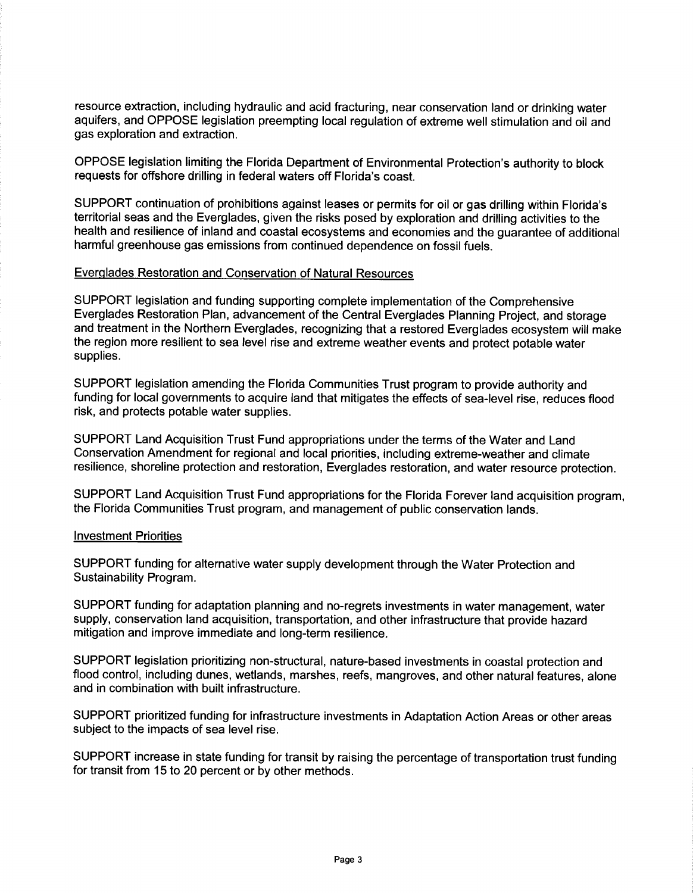resource extraction, including hydraulic and acid fracturing, near conservation land or drinking water aquifers, and OPPOSE legislation preempting local regulation of extreme well stimulation and oil and gas exploration and extraction.

OPPOSE legislation limiting the Florida Department of Environmental Protection's authority to block requests for offshore drilling in federal waters off Florida's coast.

SUPPORT continuation of prohibitions against leases or permits for oil or gas drilling within Florida's territorial seas and the Everglades, given the risks posed by exploration and drilling activities to the health and resilience of inland and coastal ecosystems and economies and the guarantee of additional harmful greenhouse gas emissions from continued dependence on fossil fuels.

Everglades Restoration and Conservation of Natural Resources

SUPPORT legislation and funding supporting complete implementation of the Comprehensive Everglades Restoration Plan, advancement of the Central Everglades Planning Project, and storage and treatment in the Northern Everglades, recognizing that a restored Everglades ecosystem will make the region more resilient to sea level rise and extreme weather events and protect potable water supplies.

SUPPORT legislation amending the Florida Communities Trust program to provide authority and funding for local governments to acquire land that mitigates the effects of sea-level rise, reduces flood risk, and protects potable water supplies.

SUPPORT Land Acquisition Trust Fund appropriations under the terms of the Water and Land Conservation Amendment for regional and local priorities, including extreme-weather and climate resilience, shoreline protection and restoration, Everglades restoration, and water resource protection.

SUPPORT Land Acquisition Trust Fund appropriations for the Florida Forever land acquisition program, the Florida Communities Trust program, and management of public conservation lands.

Investment Priorities

SUPPORT funding for alternative water supply development through the Water Protection and Sustainability Program.

SUPPORT funding for adaptation planning and no-regrets investments in water management, water supply, conservation land acquisition, transportation, and other infrastructure that provide hazard mitigation and improve immediate and long-term resilience.

SUPPORT legislation prioritizing non-structural, nature-based investments in coastal protection and flood control, including dunes, wetlands, marshes, reefs, mangroves, and other natural features, alone and in combination with built infrastructure.

SUPPORT prioritized funding for infrastructure investments in Adaptation Action Areas or other areas subject to the impacts of sea level rise.

SUPPORT increase in state funding for transit by raising the percentage of transportation trust funding for transit from 15 to 20 percent or by other methods.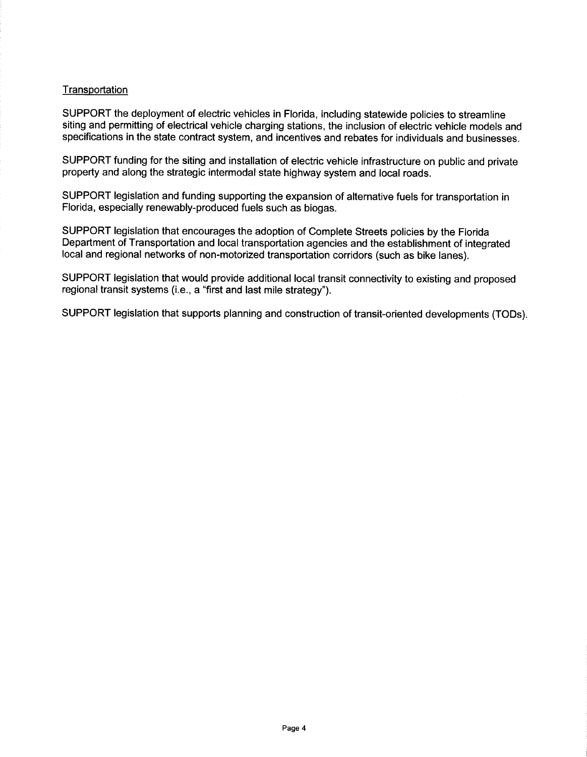## Transportation

SUPPORT the deployment of electric vehicles in Florida, including statewide policies to streamline siting and permitting of electrical vehicle charging stations, the inclusion of electric vehicle models and specifications in the state contract system, and incentives and rebates for individuals and businesses.

SUPPORT funding for the siting and installation of electric vehicle infrastructure on public and private property and along the strategic intermodal state highway system and local roads.

SUPPORT legislation and funding supporting the expansion of alternative fuels for transportation in Florida, especially renewably-produced fuels such as biogas.

SUPPORT legislation that encourages the adoption of Complete Streets policies by the Florida Department of Transportation and local transportation agencies and the establishment of integrated local and regional networks of non-motorized transportation corridors (such as bike lanes).

SUPPORT legislation that would provide additional local transit connectivity to existing and proposed regional transit systems (i.e., a "first and last mile strategy").

SUPPORT legislation that supports planning and construction of transit-oriented developments (TODs).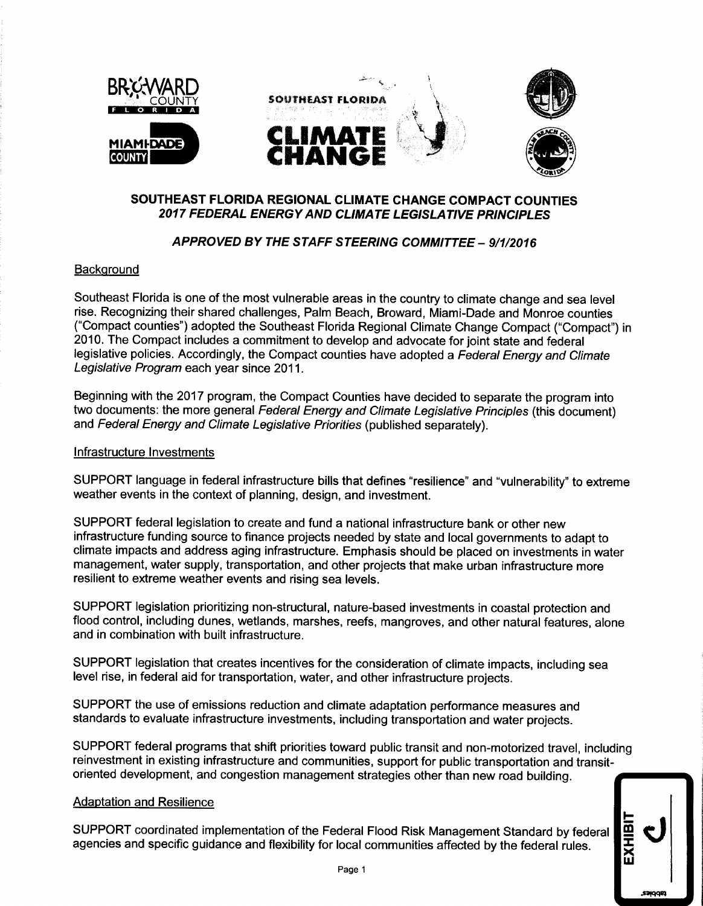# SOUTHEAST FLORIDA REGIONAL CLIMATE CHANGE COMPACT COUNTIES
## *2017 FEDERAL ENERGY AND CLIMATE LEGISLATIVE PRINCIPLES*

### *APPROVED BY THE STAFF STEERING COMMITTEE – 9/1/2016*

Background

Southeast Florida is one of the most vulnerable areas in the country to climate change and sea level rise. Recognizing their shared challenges, Palm Beach, Broward, Miami-Dade and Monroe counties ("Compact counties") adopted the Southeast Florida Regional Climate Change Compact ("Compact") in 2010. The Compact includes a commitment to develop and advocate for joint state and federal legislative policies. Accordingly, the Compact counties have adopted a *Federal Energy and Climate Legislative Program* each year since 2011.

Beginning with the 2017 program, the Compact Counties have decided to separate the program into two documents: the more general *Federal Energy and Climate Legislative Principles* (this document) and *Federal Energy and Climate Legislative Priorities* (published separately).

Infrastructure Investments

SUPPORT language in federal infrastructure bills that defines "resilience" and "vulnerability" to extreme weather events in the context of planning, design, and investment.

SUPPORT federal legislation to create and fund a national infrastructure bank or other new infrastructure funding source to finance projects needed by state and local governments to adapt to climate impacts and address aging infrastructure. Emphasis should be placed on investments in water management, water supply, transportation, and other projects that make urban infrastructure more resilient to extreme weather events and rising sea levels.

SUPPORT legislation prioritizing non-structural, nature-based investments in coastal protection and flood control, including dunes, wetlands, marshes, reefs, mangroves, and other natural features, alone and in combination with built infrastructure.

SUPPORT legislation that creates incentives for the consideration of climate impacts, including sea level rise, in federal aid for transportation, water, and other infrastructure projects.

SUPPORT the use of emissions reduction and climate adaptation performance measures and standards to evaluate infrastructure investments, including transportation and water projects.

SUPPORT federal programs that shift priorities toward public transit and non-motorized travel, including reinvestment in existing infrastructure and communities, support for public transportation and transit-oriented development, and congestion management strategies other than new road building.

Adaptation and Resilience

SUPPORT coordinated implementation of the Federal Flood Risk Management Standard by federal agencies and specific guidance and flexibility for local communities affected by the federal rules.

EXHIBIT J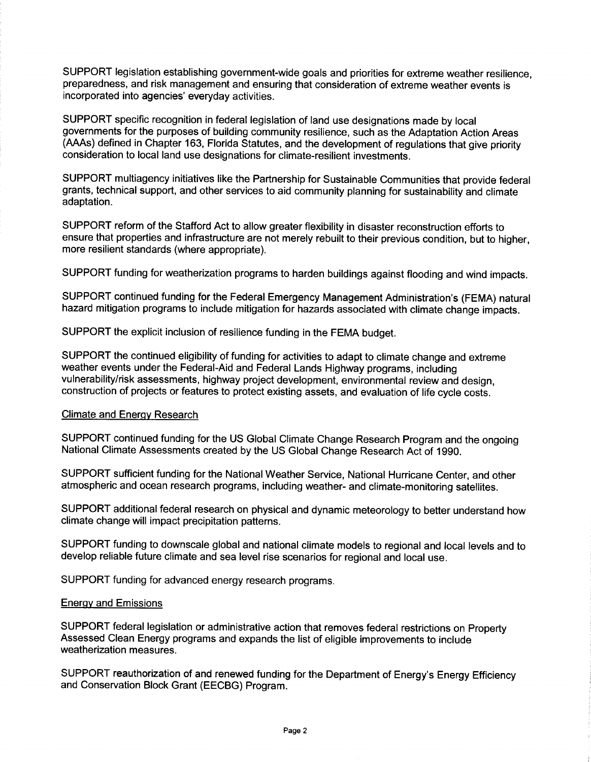SUPPORT legislation establishing government-wide goals and priorities for extreme weather resilience, preparedness, and risk management and ensuring that consideration of extreme weather events is incorporated into agencies' everyday activities.

SUPPORT specific recognition in federal legislation of land use designations made by local governments for the purposes of building community resilience, such as the Adaptation Action Areas (AAAs) defined in Chapter 163, Florida Statutes, and the development of regulations that give priority consideration to local land use designations for climate-resilient investments.

SUPPORT multiagency initiatives like the Partnership for Sustainable Communities that provide federal grants, technical support, and other services to aid community planning for sustainability and climate adaptation.

SUPPORT reform of the Stafford Act to allow greater flexibility in disaster reconstruction efforts to ensure that properties and infrastructure are not merely rebuilt to their previous condition, but to higher, more resilient standards (where appropriate).

SUPPORT funding for weatherization programs to harden buildings against flooding and wind impacts.

SUPPORT continued funding for the Federal Emergency Management Administration's (FEMA) natural hazard mitigation programs to include mitigation for hazards associated with climate change impacts.

SUPPORT the explicit inclusion of resilience funding in the FEMA budget.

SUPPORT the continued eligibility of funding for activities to adapt to climate change and extreme weather events under the Federal-Aid and Federal Lands Highway programs, including vulnerability/risk assessments, highway project development, environmental review and design, construction of projects or features to protect existing assets, and evaluation of life cycle costs.

<u>Climate and Energy Research</u>

SUPPORT continued funding for the US Global Climate Change Research Program and the ongoing National Climate Assessments created by the US Global Change Research Act of 1990.

SUPPORT sufficient funding for the National Weather Service, National Hurricane Center, and other atmospheric and ocean research programs, including weather- and climate-monitoring satellites.

SUPPORT additional federal research on physical and dynamic meteorology to better understand how climate change will impact precipitation patterns.

SUPPORT funding to downscale global and national climate models to regional and local levels and to develop reliable future climate and sea level rise scenarios for regional and local use.

SUPPORT funding for advanced energy research programs.

<u>Energy and Emissions</u>

SUPPORT federal legislation or administrative action that removes federal restrictions on Property Assessed Clean Energy programs and expands the list of eligible improvements to include weatherization measures.

SUPPORT reauthorization of and renewed funding for the Department of Energy's Energy Efficiency and Conservation Block Grant (EECBG) Program.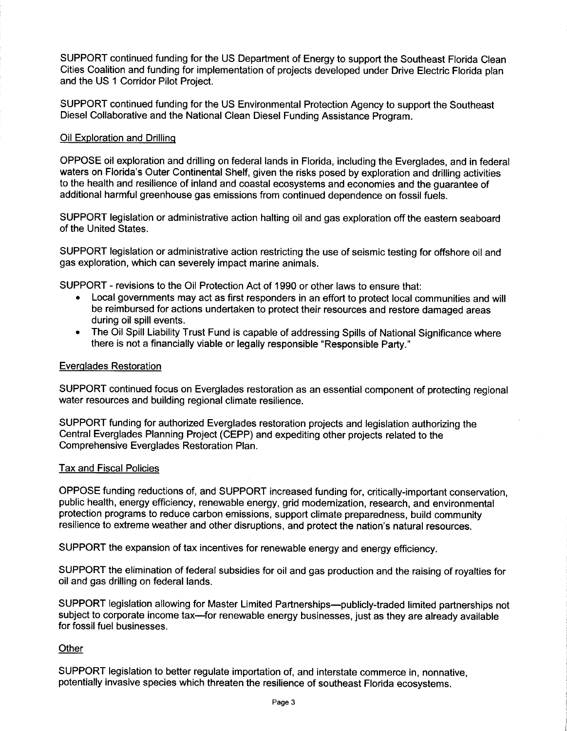SUPPORT continued funding for the US Department of Energy to support the Southeast Florida Clean Cities Coalition and funding for implementation of projects developed under Drive Electric Florida plan and the US 1 Corridor Pilot Project.

SUPPORT continued funding for the US Environmental Protection Agency to support the Southeast Diesel Collaborative and the National Clean Diesel Funding Assistance Program.

## Oil Exploration and Drilling

OPPOSE oil exploration and drilling on federal lands in Florida, including the Everglades, and in federal waters on Florida's Outer Continental Shelf, given the risks posed by exploration and drilling activities to the health and resilience of inland and coastal ecosystems and economies and the guarantee of additional harmful greenhouse gas emissions from continued dependence on fossil fuels.

SUPPORT legislation or administrative action halting oil and gas exploration off the eastern seaboard of the United States.

SUPPORT legislation or administrative action restricting the use of seismic testing for offshore oil and gas exploration, which can severely impact marine animals.

SUPPORT - revisions to the Oil Protection Act of 1990 or other laws to ensure that:

- Local governments may act as first responders in an effort to protect local communities and will be reimbursed for actions undertaken to protect their resources and restore damaged areas during oil spill events.
- The Oil Spill Liability Trust Fund is capable of addressing Spills of National Significance where there is not a financially viable or legally responsible "Responsible Party."

## Everglades Restoration

SUPPORT continued focus on Everglades restoration as an essential component of protecting regional water resources and building regional climate resilience.

SUPPORT funding for authorized Everglades restoration projects and legislation authorizing the Central Everglades Planning Project (CEPP) and expediting other projects related to the Comprehensive Everglades Restoration Plan.

## Tax and Fiscal Policies

OPPOSE funding reductions of, and SUPPORT increased funding for, critically-important conservation, public health, energy efficiency, renewable energy, grid modernization, research, and environmental protection programs to reduce carbon emissions, support climate preparedness, build community resilience to extreme weather and other disruptions, and protect the nation's natural resources.

SUPPORT the expansion of tax incentives for renewable energy and energy efficiency.

SUPPORT the elimination of federal subsidies for oil and gas production and the raising of royalties for oil and gas drilling on federal lands.

SUPPORT legislation allowing for Master Limited Partnerships—publicly-traded limited partnerships not subject to corporate income tax—for renewable energy businesses, just as they are already available for fossil fuel businesses.

## Other

SUPPORT legislation to better regulate importation of, and interstate commerce in, nonnative, potentially invasive species which threaten the resilience of southeast Florida ecosystems.